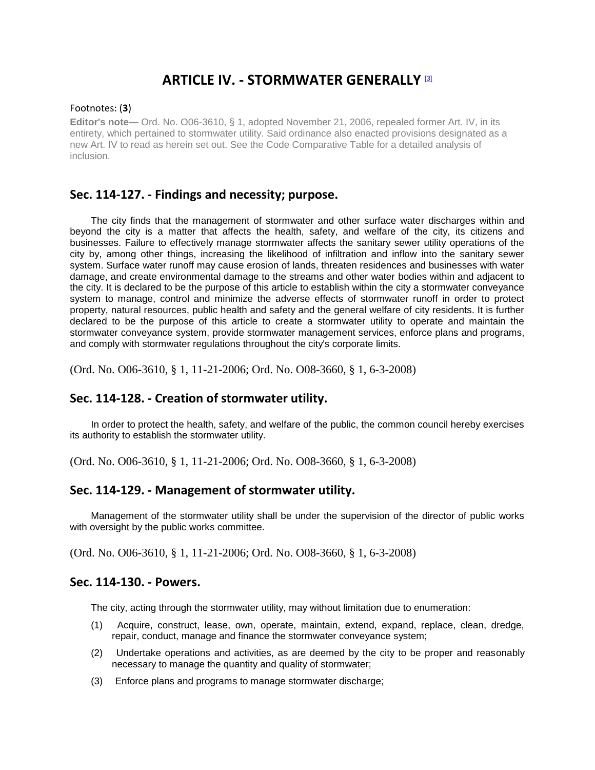# ARTICLE IV. - STORMWATER GENERALLY [3]

Footnotes: (**3**)

**Editor's note—** Ord. No. O06-3610, § 1, adopted November 21, 2006, repealed former Art. IV, in its entirety, which pertained to stormwater utility. Said ordinance also enacted provisions designated as a new Art. IV to read as herein set out. See the Code Comparative Table for a detailed analysis of inclusion.

## Sec. 114-127. - Findings and necessity; purpose.

The city finds that the management of stormwater and other surface water discharges within and beyond the city is a matter that affects the health, safety, and welfare of the city, its citizens and businesses. Failure to effectively manage stormwater affects the sanitary sewer utility operations of the city by, among other things, increasing the likelihood of infiltration and inflow into the sanitary sewer system. Surface water runoff may cause erosion of lands, threaten residences and businesses with water damage, and create environmental damage to the streams and other water bodies within and adjacent to the city. It is declared to be the purpose of this article to establish within the city a stormwater conveyance system to manage, control and minimize the adverse effects of stormwater runoff in order to protect property, natural resources, public health and safety and the general welfare of city residents. It is further declared to be the purpose of this article to create a stormwater utility to operate and maintain the stormwater conveyance system, provide stormwater management services, enforce plans and programs, and comply with stormwater regulations throughout the city's corporate limits.

(Ord. No. O06-3610, § 1, 11-21-2006; Ord. No. O08-3660, § 1, 6-3-2008)

## Sec. 114-128. - Creation of stormwater utility.

In order to protect the health, safety, and welfare of the public, the common council hereby exercises its authority to establish the stormwater utility.

(Ord. No. O06-3610, § 1, 11-21-2006; Ord. No. O08-3660, § 1, 6-3-2008)

## Sec. 114-129. - Management of stormwater utility.

Management of the stormwater utility shall be under the supervision of the director of public works with oversight by the public works committee.

(Ord. No. O06-3610, § 1, 11-21-2006; Ord. No. O08-3660, § 1, 6-3-2008)

## Sec. 114-130. - Powers.

The city, acting through the stormwater utility, may without limitation due to enumeration:

(1) Acquire, construct, lease, own, operate, maintain, extend, expand, replace, clean, dredge, repair, conduct, manage and finance the stormwater conveyance system;

(2) Undertake operations and activities, as are deemed by the city to be proper and reasonably necessary to manage the quantity and quality of stormwater;

(3) Enforce plans and programs to manage stormwater discharge;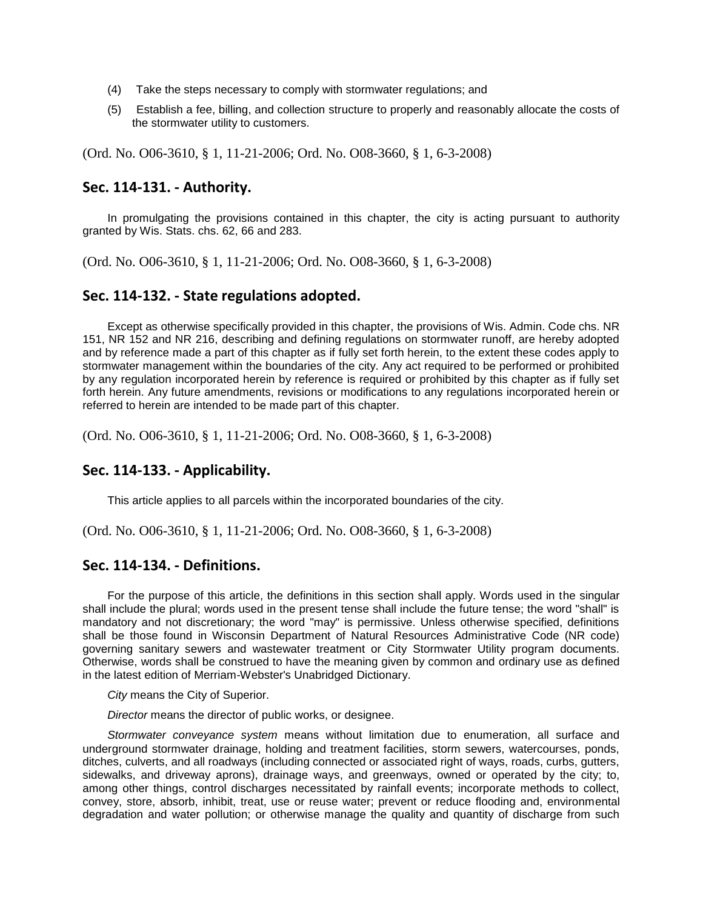(4) Take the steps necessary to comply with stormwater regulations; and

(5) Establish a fee, billing, and collection structure to properly and reasonably allocate the costs of the stormwater utility to customers.

(Ord. No. O06-3610, § 1, 11-21-2006; Ord. No. O08-3660, § 1, 6-3-2008)

## Sec. 114-131. - Authority.

In promulgating the provisions contained in this chapter, the city is acting pursuant to authority granted by Wis. Stats. chs. 62, 66 and 283.

(Ord. No. O06-3610, § 1, 11-21-2006; Ord. No. O08-3660, § 1, 6-3-2008)

## Sec. 114-132. - State regulations adopted.

Except as otherwise specifically provided in this chapter, the provisions of Wis. Admin. Code chs. NR 151, NR 152 and NR 216, describing and defining regulations on stormwater runoff, are hereby adopted and by reference made a part of this chapter as if fully set forth herein, to the extent these codes apply to stormwater management within the boundaries of the city. Any act required to be performed or prohibited by any regulation incorporated herein by reference is required or prohibited by this chapter as if fully set forth herein. Any future amendments, revisions or modifications to any regulations incorporated herein or referred to herein are intended to be made part of this chapter.

(Ord. No. O06-3610, § 1, 11-21-2006; Ord. No. O08-3660, § 1, 6-3-2008)

## Sec. 114-133. - Applicability.

This article applies to all parcels within the incorporated boundaries of the city.

(Ord. No. O06-3610, § 1, 11-21-2006; Ord. No. O08-3660, § 1, 6-3-2008)

## Sec. 114-134. - Definitions.

For the purpose of this article, the definitions in this section shall apply. Words used in the singular shall include the plural; words used in the present tense shall include the future tense; the word "shall" is mandatory and not discretionary; the word "may" is permissive. Unless otherwise specified, definitions shall be those found in Wisconsin Department of Natural Resources Administrative Code (NR code) governing sanitary sewers and wastewater treatment or City Stormwater Utility program documents. Otherwise, words shall be construed to have the meaning given by common and ordinary use as defined in the latest edition of Merriam-Webster's Unabridged Dictionary.

*City* means the City of Superior.

*Director* means the director of public works, or designee.

*Stormwater conveyance system* means without limitation due to enumeration, all surface and underground stormwater drainage, holding and treatment facilities, storm sewers, watercourses, ponds, ditches, culverts, and all roadways (including connected or associated right of ways, roads, curbs, gutters, sidewalks, and driveway aprons), drainage ways, and greenways, owned or operated by the city; to, among other things, control discharges necessitated by rainfall events; incorporate methods to collect, convey, store, absorb, inhibit, treat, use or reuse water; prevent or reduce flooding and, environmental degradation and water pollution; or otherwise manage the quality and quantity of discharge from such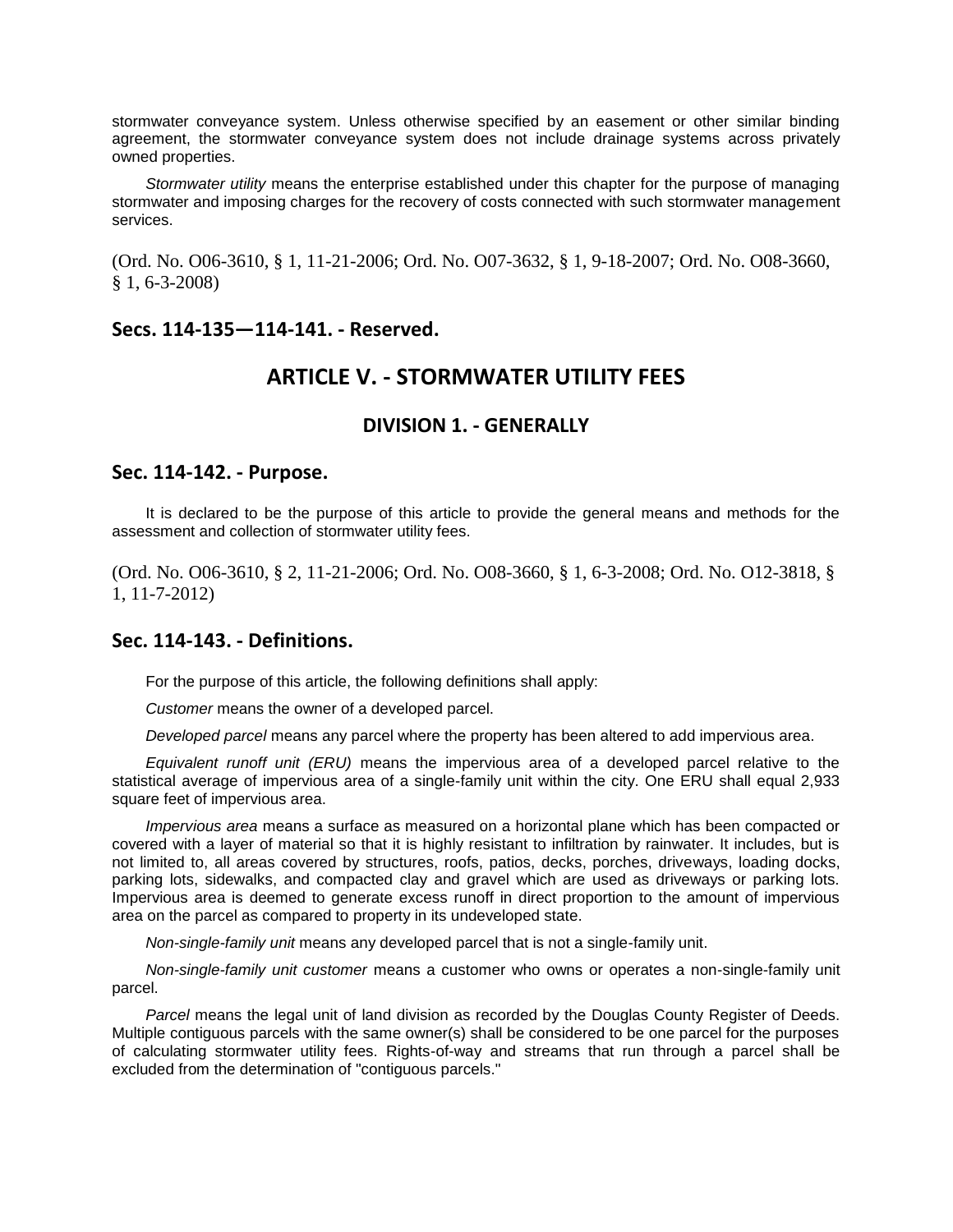stormwater conveyance system. Unless otherwise specified by an easement or other similar binding agreement, the stormwater conveyance system does not include drainage systems across privately owned properties.

*Stormwater utility* means the enterprise established under this chapter for the purpose of managing stormwater and imposing charges for the recovery of costs connected with such stormwater management services.

(Ord. No. O06-3610, § 1, 11-21-2006; Ord. No. O07-3632, § 1, 9-18-2007; Ord. No. O08-3660, § 1, 6-3-2008)

### Secs. 114-135—114-141. - Reserved.

## ARTICLE V. - STORMWATER UTILITY FEES

## DIVISION 1. - GENERALLY

### Sec. 114-142. - Purpose.

It is declared to be the purpose of this article to provide the general means and methods for the assessment and collection of stormwater utility fees.

(Ord. No. O06-3610, § 2, 11-21-2006; Ord. No. O08-3660, § 1, 6-3-2008; Ord. No. O12-3818, § 1, 11-7-2012)

### Sec. 114-143. - Definitions.

For the purpose of this article, the following definitions shall apply:

*Customer* means the owner of a developed parcel.

*Developed parcel* means any parcel where the property has been altered to add impervious area.

*Equivalent runoff unit (ERU)* means the impervious area of a developed parcel relative to the statistical average of impervious area of a single-family unit within the city. One ERU shall equal 2,933 square feet of impervious area.

*Impervious area* means a surface as measured on a horizontal plane which has been compacted or covered with a layer of material so that it is highly resistant to infiltration by rainwater. It includes, but is not limited to, all areas covered by structures, roofs, patios, decks, porches, driveways, loading docks, parking lots, sidewalks, and compacted clay and gravel which are used as driveways or parking lots. Impervious area is deemed to generate excess runoff in direct proportion to the amount of impervious area on the parcel as compared to property in its undeveloped state.

*Non-single-family unit* means any developed parcel that is not a single-family unit.

*Non-single-family unit customer* means a customer who owns or operates a non-single-family unit parcel.

*Parcel* means the legal unit of land division as recorded by the Douglas County Register of Deeds. Multiple contiguous parcels with the same owner(s) shall be considered to be one parcel for the purposes of calculating stormwater utility fees. Rights-of-way and streams that run through a parcel shall be excluded from the determination of "contiguous parcels."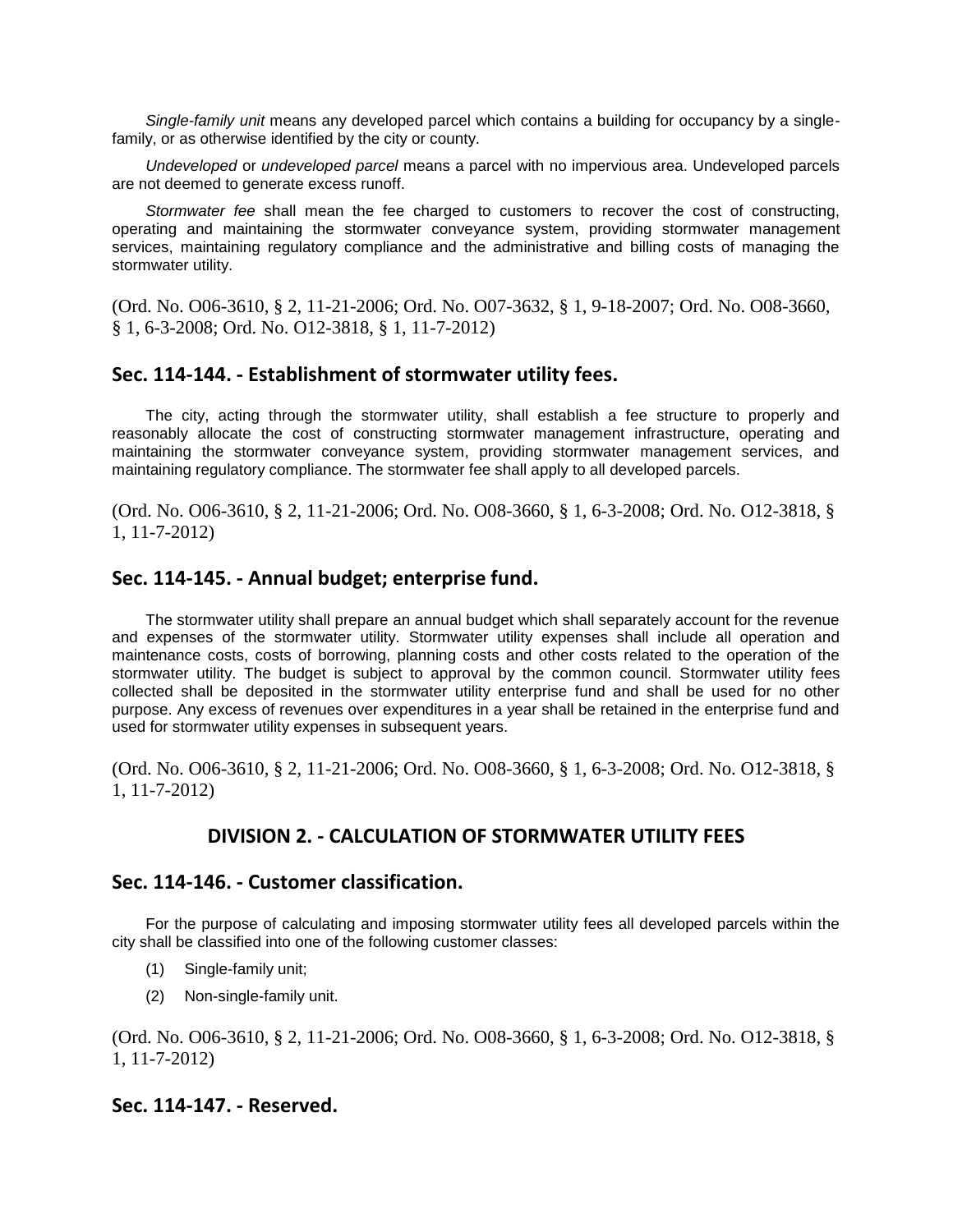*Single-family unit* means any developed parcel which contains a building for occupancy by a single-family, or as otherwise identified by the city or county.

*Undeveloped* or *undeveloped parcel* means a parcel with no impervious area. Undeveloped parcels are not deemed to generate excess runoff.

*Stormwater fee* shall mean the fee charged to customers to recover the cost of constructing, operating and maintaining the stormwater conveyance system, providing stormwater management services, maintaining regulatory compliance and the administrative and billing costs of managing the stormwater utility.

(Ord. No. O06-3610, § 2, 11-21-2006; Ord. No. O07-3632, § 1, 9-18-2007; Ord. No. O08-3660, § 1, 6-3-2008; Ord. No. O12-3818, § 1, 11-7-2012)

## Sec. 114-144. - Establishment of stormwater utility fees.

The city, acting through the stormwater utility, shall establish a fee structure to properly and reasonably allocate the cost of constructing stormwater management infrastructure, operating and maintaining the stormwater conveyance system, providing stormwater management services, and maintaining regulatory compliance. The stormwater fee shall apply to all developed parcels.

(Ord. No. O06-3610, § 2, 11-21-2006; Ord. No. O08-3660, § 1, 6-3-2008; Ord. No. O12-3818, § 1, 11-7-2012)

## Sec. 114-145. - Annual budget; enterprise fund.

The stormwater utility shall prepare an annual budget which shall separately account for the revenue and expenses of the stormwater utility. Stormwater utility expenses shall include all operation and maintenance costs, costs of borrowing, planning costs and other costs related to the operation of the stormwater utility. The budget is subject to approval by the common council. Stormwater utility fees collected shall be deposited in the stormwater utility enterprise fund and shall be used for no other purpose. Any excess of revenues over expenditures in a year shall be retained in the enterprise fund and used for stormwater utility expenses in subsequent years.

(Ord. No. O06-3610, § 2, 11-21-2006; Ord. No. O08-3660, § 1, 6-3-2008; Ord. No. O12-3818, § 1, 11-7-2012)

## DIVISION 2. - CALCULATION OF STORMWATER UTILITY FEES

## Sec. 114-146. - Customer classification.

For the purpose of calculating and imposing stormwater utility fees all developed parcels within the city shall be classified into one of the following customer classes:

(1) Single-family unit;

(2) Non-single-family unit.

(Ord. No. O06-3610, § 2, 11-21-2006; Ord. No. O08-3660, § 1, 6-3-2008; Ord. No. O12-3818, § 1, 11-7-2012)

## Sec. 114-147. - Reserved.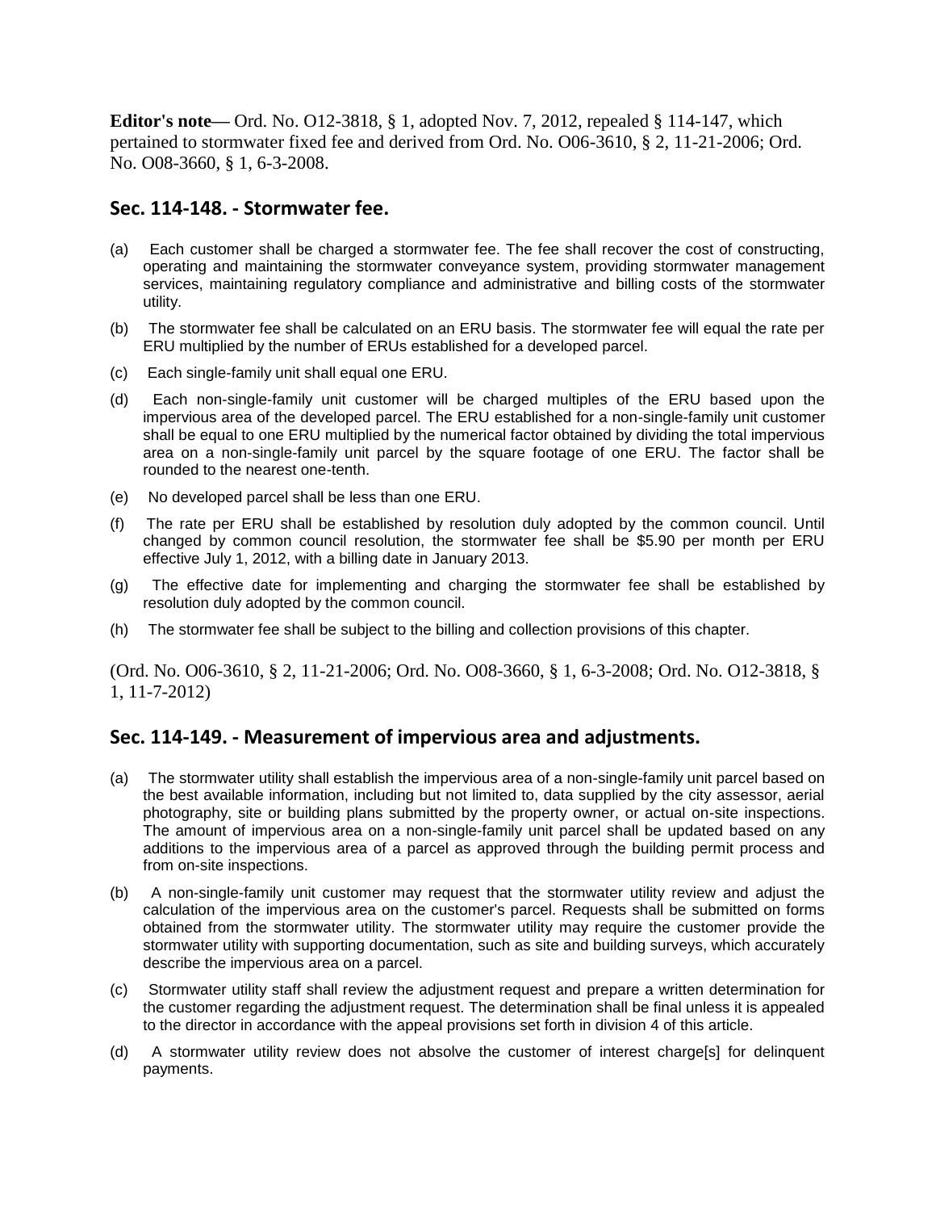**Editor's note—** Ord. No. O12-3818, § 1, adopted Nov. 7, 2012, repealed § 114-147, which pertained to stormwater fixed fee and derived from Ord. No. O06-3610, § 2, 11-21-2006; Ord. No. O08-3660, § 1, 6-3-2008.

## Sec. 114-148. - Stormwater fee.

(a) Each customer shall be charged a stormwater fee. The fee shall recover the cost of constructing, operating and maintaining the stormwater conveyance system, providing stormwater management services, maintaining regulatory compliance and administrative and billing costs of the stormwater utility.

(b) The stormwater fee shall be calculated on an ERU basis. The stormwater fee will equal the rate per ERU multiplied by the number of ERUs established for a developed parcel.

(c) Each single-family unit shall equal one ERU.

(d) Each non-single-family unit customer will be charged multiples of the ERU based upon the impervious area of the developed parcel. The ERU established for a non-single-family unit customer shall be equal to one ERU multiplied by the numerical factor obtained by dividing the total impervious area on a non-single-family unit parcel by the square footage of one ERU. The factor shall be rounded to the nearest one-tenth.

(e) No developed parcel shall be less than one ERU.

(f) The rate per ERU shall be established by resolution duly adopted by the common council. Until changed by common council resolution, the stormwater fee shall be $5.90 per month per ERU effective July 1, 2012, with a billing date in January 2013.

(g) The effective date for implementing and charging the stormwater fee shall be established by resolution duly adopted by the common council.

(h) The stormwater fee shall be subject to the billing and collection provisions of this chapter.

(Ord. No. O06-3610, § 2, 11-21-2006; Ord. No. O08-3660, § 1, 6-3-2008; Ord. No. O12-3818, § 1, 11-7-2012)

## Sec. 114-149. - Measurement of impervious area and adjustments.

(a) The stormwater utility shall establish the impervious area of a non-single-family unit parcel based on the best available information, including but not limited to, data supplied by the city assessor, aerial photography, site or building plans submitted by the property owner, or actual on-site inspections. The amount of impervious area on a non-single-family unit parcel shall be updated based on any additions to the impervious area of a parcel as approved through the building permit process and from on-site inspections.

(b) A non-single-family unit customer may request that the stormwater utility review and adjust the calculation of the impervious area on the customer's parcel. Requests shall be submitted on forms obtained from the stormwater utility. The stormwater utility may require the customer provide the stormwater utility with supporting documentation, such as site and building surveys, which accurately describe the impervious area on a parcel.

(c) Stormwater utility staff shall review the adjustment request and prepare a written determination for the customer regarding the adjustment request. The determination shall be final unless it is appealed to the director in accordance with the appeal provisions set forth in division 4 of this article.

(d) A stormwater utility review does not absolve the customer of interest charge[s] for delinquent payments.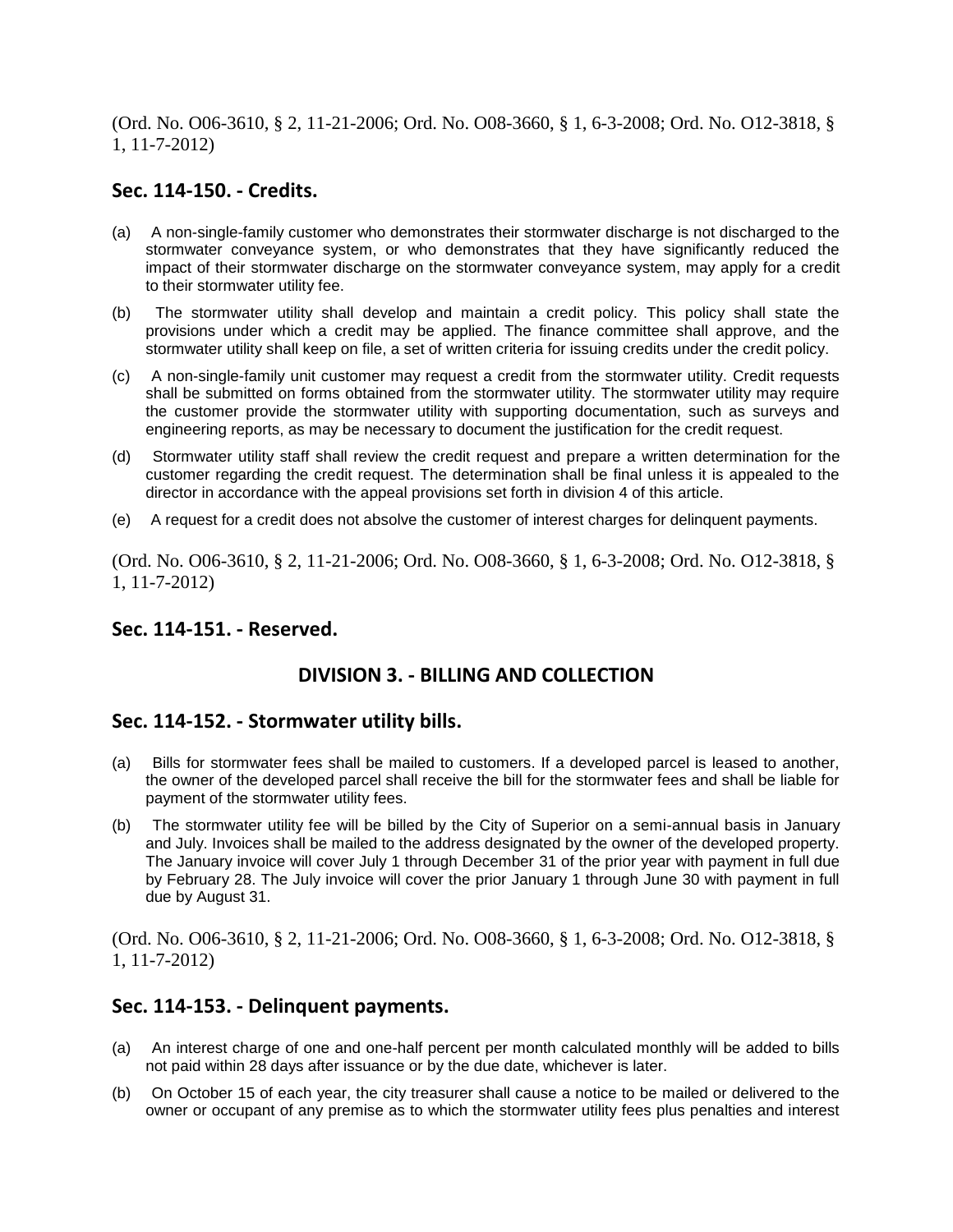(Ord. No. O06-3610, § 2, 11-21-2006; Ord. No. O08-3660, § 1, 6-3-2008; Ord. No. O12-3818, § 1, 11-7-2012)

## Sec. 114-150. - Credits.

(a) A non-single-family customer who demonstrates their stormwater discharge is not discharged to the stormwater conveyance system, or who demonstrates that they have significantly reduced the impact of their stormwater discharge on the stormwater conveyance system, may apply for a credit to their stormwater utility fee.

(b) The stormwater utility shall develop and maintain a credit policy. This policy shall state the provisions under which a credit may be applied. The finance committee shall approve, and the stormwater utility shall keep on file, a set of written criteria for issuing credits under the credit policy.

(c) A non-single-family unit customer may request a credit from the stormwater utility. Credit requests shall be submitted on forms obtained from the stormwater utility. The stormwater utility may require the customer provide the stormwater utility with supporting documentation, such as surveys and engineering reports, as may be necessary to document the justification for the credit request.

(d) Stormwater utility staff shall review the credit request and prepare a written determination for the customer regarding the credit request. The determination shall be final unless it is appealed to the director in accordance with the appeal provisions set forth in division 4 of this article.

(e) A request for a credit does not absolve the customer of interest charges for delinquent payments.

(Ord. No. O06-3610, § 2, 11-21-2006; Ord. No. O08-3660, § 1, 6-3-2008; Ord. No. O12-3818, § 1, 11-7-2012)

## Sec. 114-151. - Reserved.

## DIVISION 3. - BILLING AND COLLECTION

## Sec. 114-152. - Stormwater utility bills.

(a) Bills for stormwater fees shall be mailed to customers. If a developed parcel is leased to another, the owner of the developed parcel shall receive the bill for the stormwater fees and shall be liable for payment of the stormwater utility fees.

(b) The stormwater utility fee will be billed by the City of Superior on a semi-annual basis in January and July. Invoices shall be mailed to the address designated by the owner of the developed property. The January invoice will cover July 1 through December 31 of the prior year with payment in full due by February 28. The July invoice will cover the prior January 1 through June 30 with payment in full due by August 31.

(Ord. No. O06-3610, § 2, 11-21-2006; Ord. No. O08-3660, § 1, 6-3-2008; Ord. No. O12-3818, § 1, 11-7-2012)

## Sec. 114-153. - Delinquent payments.

(a) An interest charge of one and one-half percent per month calculated monthly will be added to bills not paid within 28 days after issuance or by the due date, whichever is later.

(b) On October 15 of each year, the city treasurer shall cause a notice to be mailed or delivered to the owner or occupant of any premise as to which the stormwater utility fees plus penalties and interest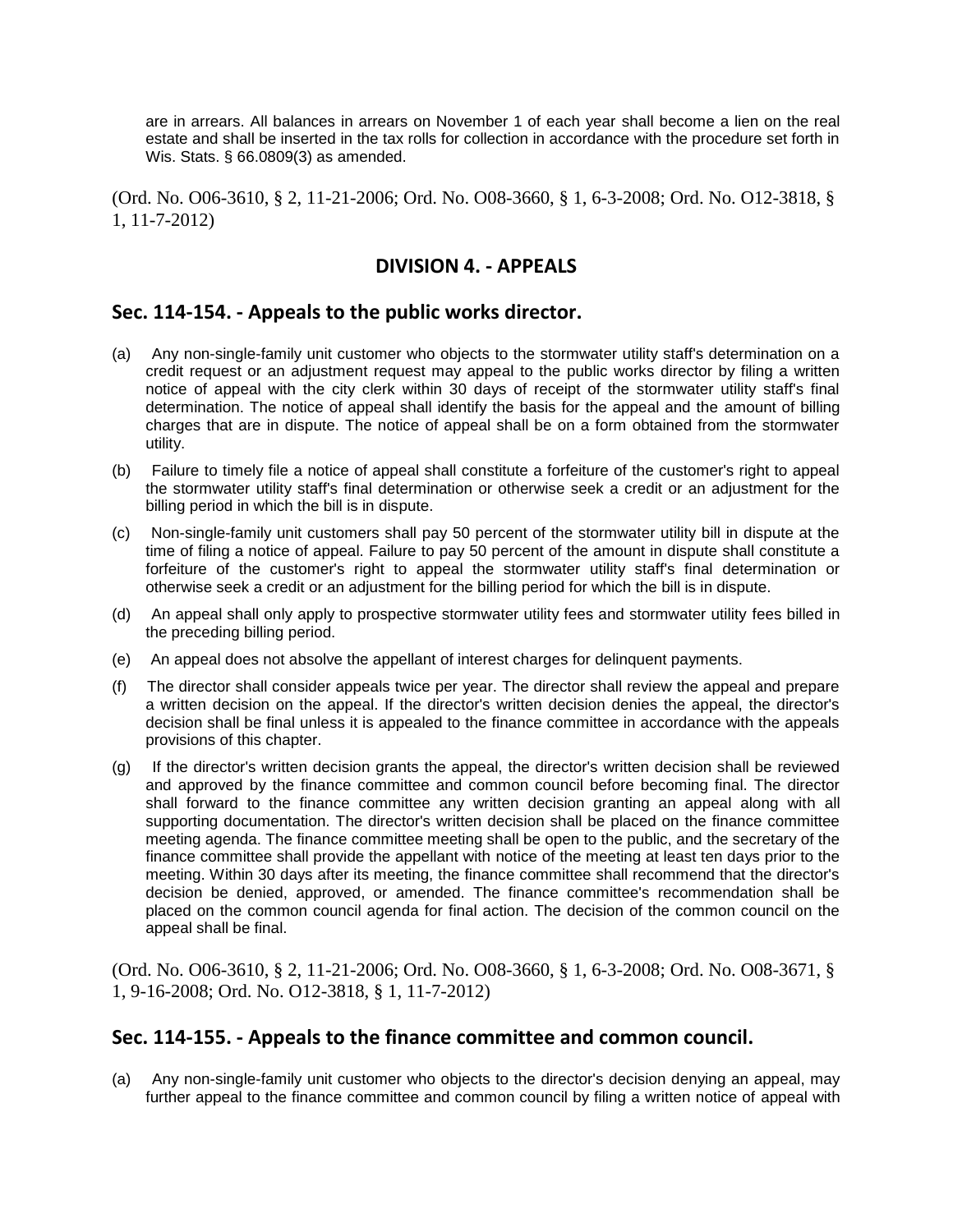are in arrears. All balances in arrears on November 1 of each year shall become a lien on the real estate and shall be inserted in the tax rolls for collection in accordance with the procedure set forth in Wis. Stats. § 66.0809(3) as amended.

(Ord. No. O06-3610, § 2, 11-21-2006; Ord. No. O08-3660, § 1, 6-3-2008; Ord. No. O12-3818, § 1, 11-7-2012)

## DIVISION 4. - APPEALS

### Sec. 114-154. - Appeals to the public works director.

(a) Any non-single-family unit customer who objects to the stormwater utility staff's determination on a credit request or an adjustment request may appeal to the public works director by filing a written notice of appeal with the city clerk within 30 days of receipt of the stormwater utility staff's final determination. The notice of appeal shall identify the basis for the appeal and the amount of billing charges that are in dispute. The notice of appeal shall be on a form obtained from the stormwater utility.

(b) Failure to timely file a notice of appeal shall constitute a forfeiture of the customer's right to appeal the stormwater utility staff's final determination or otherwise seek a credit or an adjustment for the billing period in which the bill is in dispute.

(c) Non-single-family unit customers shall pay 50 percent of the stormwater utility bill in dispute at the time of filing a notice of appeal. Failure to pay 50 percent of the amount in dispute shall constitute a forfeiture of the customer's right to appeal the stormwater utility staff's final determination or otherwise seek a credit or an adjustment for the billing period for which the bill is in dispute.

(d) An appeal shall only apply to prospective stormwater utility fees and stormwater utility fees billed in the preceding billing period.

(e) An appeal does not absolve the appellant of interest charges for delinquent payments.

(f) The director shall consider appeals twice per year. The director shall review the appeal and prepare a written decision on the appeal. If the director's written decision denies the appeal, the director's decision shall be final unless it is appealed to the finance committee in accordance with the appeals provisions of this chapter.

(g) If the director's written decision grants the appeal, the director's written decision shall be reviewed and approved by the finance committee and common council before becoming final. The director shall forward to the finance committee any written decision granting an appeal along with all supporting documentation. The director's written decision shall be placed on the finance committee meeting agenda. The finance committee meeting shall be open to the public, and the secretary of the finance committee shall provide the appellant with notice of the meeting at least ten days prior to the meeting. Within 30 days after its meeting, the finance committee shall recommend that the director's decision be denied, approved, or amended. The finance committee's recommendation shall be placed on the common council agenda for final action. The decision of the common council on the appeal shall be final.

(Ord. No. O06-3610, § 2, 11-21-2006; Ord. No. O08-3660, § 1, 6-3-2008; Ord. No. O08-3671, § 1, 9-16-2008; Ord. No. O12-3818, § 1, 11-7-2012)

### Sec. 114-155. - Appeals to the finance committee and common council.

(a) Any non-single-family unit customer who objects to the director's decision denying an appeal, may further appeal to the finance committee and common council by filing a written notice of appeal with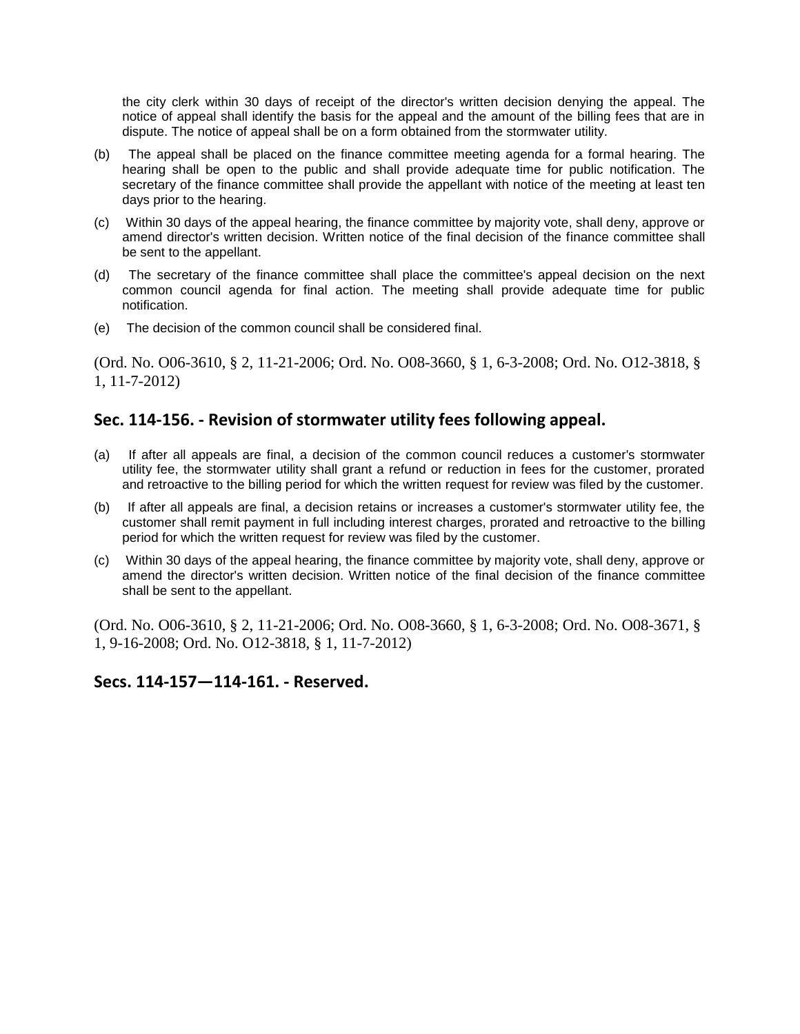the city clerk within 30 days of receipt of the director's written decision denying the appeal. The notice of appeal shall identify the basis for the appeal and the amount of the billing fees that are in dispute. The notice of appeal shall be on a form obtained from the stormwater utility.

(b) The appeal shall be placed on the finance committee meeting agenda for a formal hearing. The hearing shall be open to the public and shall provide adequate time for public notification. The secretary of the finance committee shall provide the appellant with notice of the meeting at least ten days prior to the hearing.

(c) Within 30 days of the appeal hearing, the finance committee by majority vote, shall deny, approve or amend director's written decision. Written notice of the final decision of the finance committee shall be sent to the appellant.

(d) The secretary of the finance committee shall place the committee's appeal decision on the next common council agenda for final action. The meeting shall provide adequate time for public notification.

(e) The decision of the common council shall be considered final.

(Ord. No. O06-3610, § 2, 11-21-2006; Ord. No. O08-3660, § 1, 6-3-2008; Ord. No. O12-3818, § 1, 11-7-2012)

## Sec. 114-156. - Revision of stormwater utility fees following appeal.

(a) If after all appeals are final, a decision of the common council reduces a customer's stormwater utility fee, the stormwater utility shall grant a refund or reduction in fees for the customer, prorated and retroactive to the billing period for which the written request for review was filed by the customer.

(b) If after all appeals are final, a decision retains or increases a customer's stormwater utility fee, the customer shall remit payment in full including interest charges, prorated and retroactive to the billing period for which the written request for review was filed by the customer.

(c) Within 30 days of the appeal hearing, the finance committee by majority vote, shall deny, approve or amend the director's written decision. Written notice of the final decision of the finance committee shall be sent to the appellant.

(Ord. No. O06-3610, § 2, 11-21-2006; Ord. No. O08-3660, § 1, 6-3-2008; Ord. No. O08-3671, § 1, 9-16-2008; Ord. No. O12-3818, § 1, 11-7-2012)

## Secs. 114-157—114-161. - Reserved.